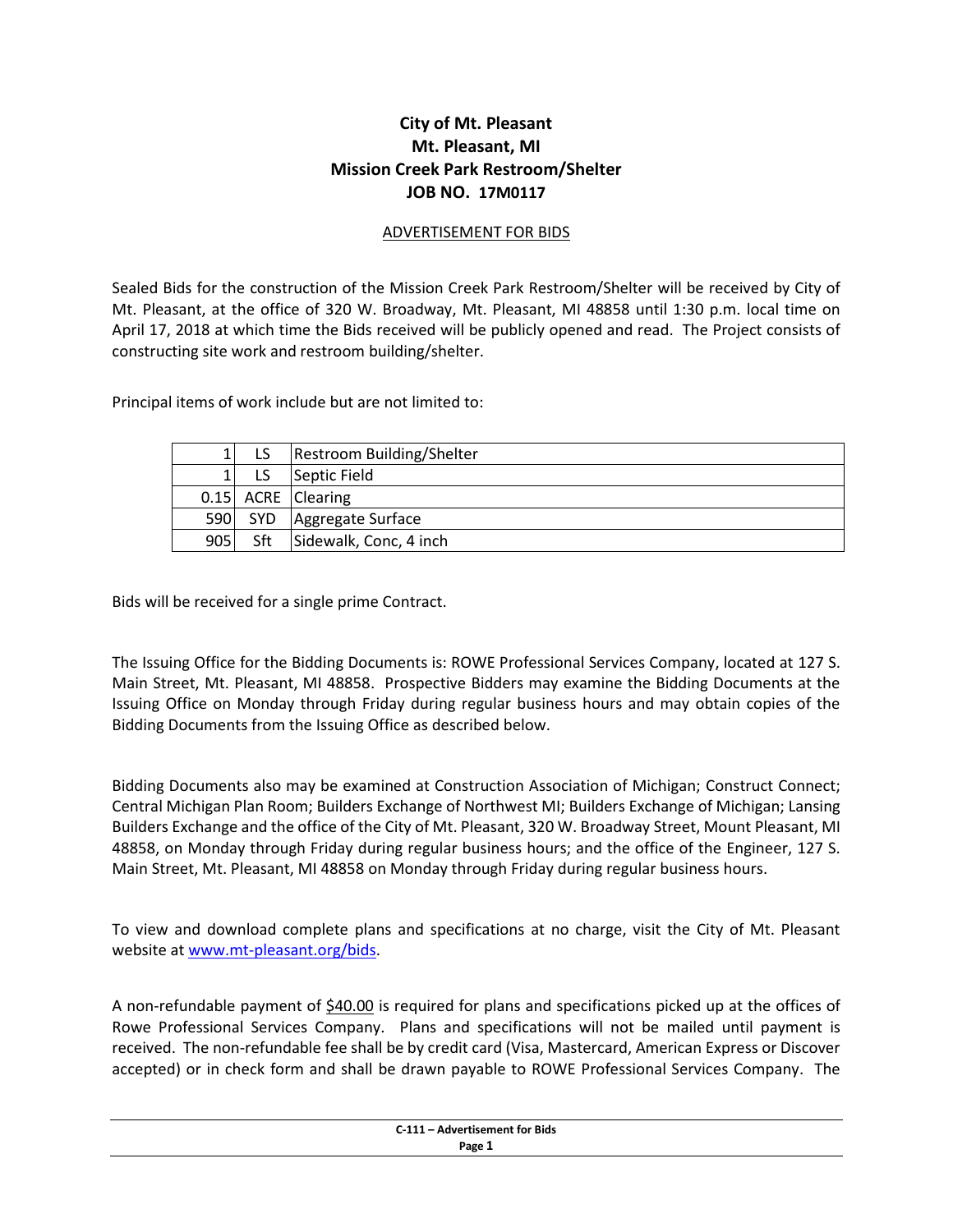# City of Mt. Pleasant
# Mt. Pleasant, MI
# Mission Creek Park Restroom/Shelter
# JOB NO. 17M0117

## ADVERTISEMENT FOR BIDS

Sealed Bids for the construction of the Mission Creek Park Restroom/Shelter will be received by City of Mt. Pleasant, at the office of 320 W. Broadway, Mt. Pleasant, MI 48858 until 1:30 p.m. local time on April 17, 2018 at which time the Bids received will be publicly opened and read. The Project consists of constructing site work and restroom building/shelter.

Principal items of work include but are not limited to:

| | | |
|---|---|---|
| 1 | LS | Restroom Building/Shelter |
| 1 | LS | Septic Field |
| 0.15 | ACRE | Clearing |
| 590 | SYD | Aggregate Surface |
| 905 | Sft | Sidewalk, Conc, 4 inch |

Bids will be received for a single prime Contract.

The Issuing Office for the Bidding Documents is: ROWE Professional Services Company, located at 127 S. Main Street, Mt. Pleasant, MI 48858. Prospective Bidders may examine the Bidding Documents at the Issuing Office on Monday through Friday during regular business hours and may obtain copies of the Bidding Documents from the Issuing Office as described below.

Bidding Documents also may be examined at Construction Association of Michigan; Construct Connect; Central Michigan Plan Room; Builders Exchange of Northwest MI; Builders Exchange of Michigan; Lansing Builders Exchange and the office of the City of Mt. Pleasant, 320 W. Broadway Street, Mount Pleasant, MI 48858, on Monday through Friday during regular business hours; and the office of the Engineer, 127 S. Main Street, Mt. Pleasant, MI 48858 on Monday through Friday during regular business hours.

To view and download complete plans and specifications at no charge, visit the City of Mt. Pleasant website at [www.mt-pleasant.org/bids](http://www.mt-pleasant.org/bids).

A non-refundable payment of $40.00 is required for plans and specifications picked up at the offices of Rowe Professional Services Company. Plans and specifications will not be mailed until payment is received. The non-refundable fee shall be by credit card (Visa, Mastercard, American Express or Discover accepted) or in check form and shall be drawn payable to ROWE Professional Services Company. The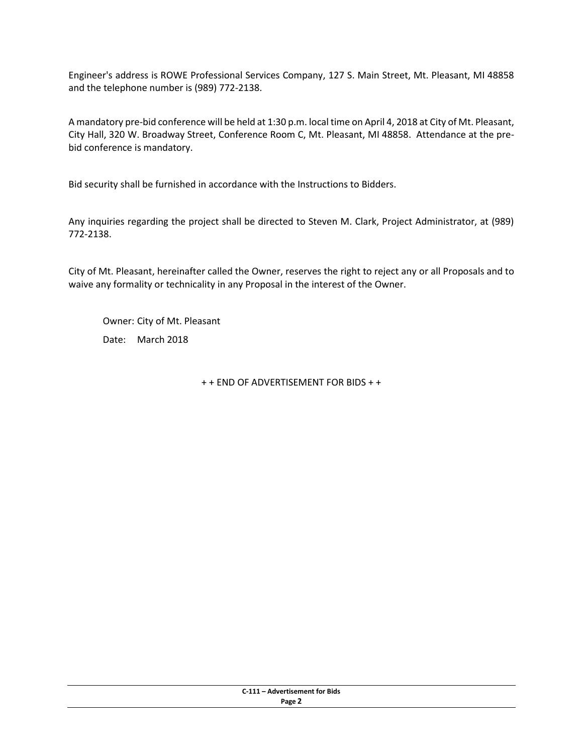Engineer's address is ROWE Professional Services Company, 127 S. Main Street, Mt. Pleasant, MI 48858 and the telephone number is (989) 772-2138.

A mandatory pre-bid conference will be held at 1:30 p.m. local time on April 4, 2018 at City of Mt. Pleasant, City Hall, 320 W. Broadway Street, Conference Room C, Mt. Pleasant, MI 48858. Attendance at the pre-bid conference is mandatory.

Bid security shall be furnished in accordance with the Instructions to Bidders.

Any inquiries regarding the project shall be directed to Steven M. Clark, Project Administrator, at (989) 772-2138.

City of Mt. Pleasant, hereinafter called the Owner, reserves the right to reject any or all Proposals and to waive any formality or technicality in any Proposal in the interest of the Owner.

Owner: City of Mt. Pleasant

Date: March 2018

+ + END OF ADVERTISEMENT FOR BIDS + +